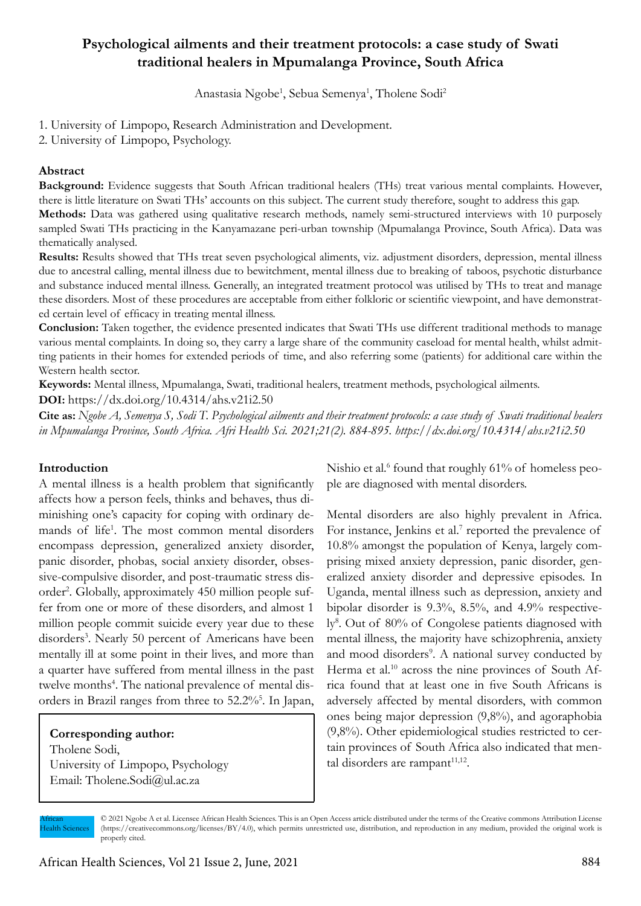# Psychological ailments and their treatment protocols: a case study of Swati traditional healers in Mpumalanga Province, South Africa

Anastasia Ngobe[1], Sebua Semenya[1], Tholene Sodi[2]

1. University of Limpopo, Research Administration and Development.
2. University of Limpopo, Psychology.

## Abstract

**Background:** Evidence suggests that South African traditional healers (THs) treat various mental complaints. However, there is little literature on Swati THs' accounts on this subject. The current study therefore, sought to address this gap.

**Methods:** Data was gathered using qualitative research methods, namely semi-structured interviews with 10 purposely sampled Swati THs practicing in the Kanyamazane peri-urban township (Mpumalanga Province, South Africa). Data was thematically analysed.

**Results:** Results showed that THs treat seven psychological aliments, viz. adjustment disorders, depression, mental illness due to ancestral calling, mental illness due to bewitchment, mental illness due to breaking of taboos, psychotic disturbance and substance induced mental illness. Generally, an integrated treatment protocol was utilised by THs to treat and manage these disorders. Most of these procedures are acceptable from either folkloric or scientific viewpoint, and have demonstrated certain level of efficacy in treating mental illness.

**Conclusion:** Taken together, the evidence presented indicates that Swati THs use different traditional methods to manage various mental complaints. In doing so, they carry a large share of the community caseload for mental health, whilst admitting patients in their homes for extended periods of time, and also referring some (patients) for additional care within the Western health sector.

**Keywords:** Mental illness, Mpumalanga, Swati, traditional healers, treatment methods, psychological ailments.

**DOI:** https://dx.doi.org/10.4314/ahs.v21i2.50

**Cite as:** *Ngobe A, Semenya S, Sodi T. Psychological ailments and their treatment protocols: a case study of Swati traditional healers in Mpumalanga Province, South Africa. Afri Health Sci. 2021;21(2). 884-895. https://dx.doi.org/10.4314/ahs.v21i2.50*

## Introduction

A mental illness is a health problem that significantly affects how a person feels, thinks and behaves, thus diminishing one's capacity for coping with ordinary demands of life[1]. The most common mental disorders encompass depression, generalized anxiety disorder, panic disorder, phobas, social anxiety disorder, obsessive-compulsive disorder, and post-traumatic stress disorder[2]. Globally, approximately 450 million people suffer from one or more of these disorders, and almost 1 million people commit suicide every year due to these disorders[3]. Nearly 50 percent of Americans have been mentally ill at some point in their lives, and more than a quarter have suffered from mental illness in the past twelve months[4]. The national prevalence of mental disorders in Brazil ranges from three to 52.2%[5]. In Japan, Nishio et al.[6] found that roughly 61% of homeless people are diagnosed with mental disorders.

Mental disorders are also highly prevalent in Africa. For instance, Jenkins et al.[7] reported the prevalence of 10.8% amongst the population of Kenya, largely comprising mixed anxiety depression, panic disorder, generalized anxiety disorder and depressive episodes. In Uganda, mental illness such as depression, anxiety and bipolar disorder is 9.3%, 8.5%, and 4.9% respectively[8]. Out of 80% of Congolese patients diagnosed with mental illness, the majority have schizophrenia, anxiety and mood disorders[9]. A national survey conducted by Herma et al.[10] across the nine provinces of South Africa found that at least one in five South Africans is adversely affected by mental disorders, with common ones being major depression (9,8%), and agoraphobia (9,8%). Other epidemiological studies restricted to certain provinces of South Africa also indicated that mental disorders are rampant[11,12].

**Corresponding author:**
Tholene Sodi,
University of Limpopo, Psychology
Email: Tholene.Sodi@ul.ac.za

© 2021 Ngobe A et al. Licensee African Health Sciences. This is an Open Access article distributed under the terms of the Creative commons Attribution License (https://creativecommons.org/licenses/BY/4.0), which permits unrestricted use, distribution, and reproduction in any medium, provided the original work is properly cited.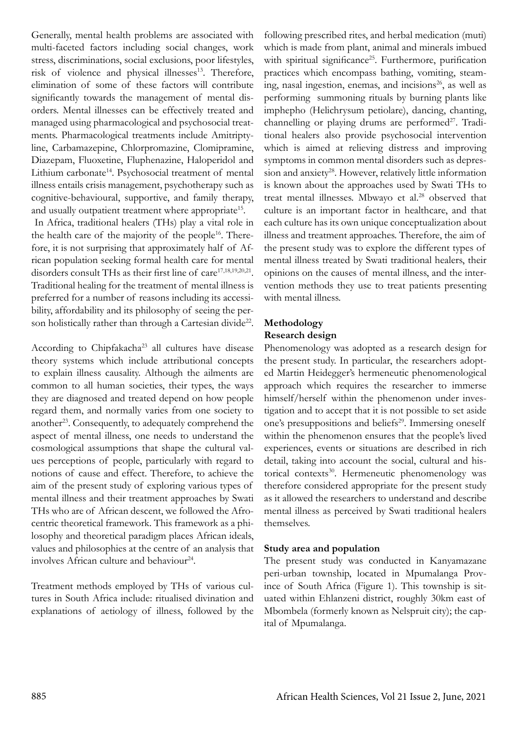Generally, mental health problems are associated with multi-faceted factors including social changes, work stress, discriminations, social exclusions, poor lifestyles, risk of violence and physical illnesses[13]. Therefore, elimination of some of these factors will contribute significantly towards the management of mental disorders. Mental illnesses can be effectively treated and managed using pharmacological and psychosocial treatments. Pharmacological treatments include Amitriptyline, Carbamazepine, Chlorpromazine, Clomipramine, Diazepam, Fluoxetine, Fluphenazine, Haloperidol and Lithium carbonate[14]. Psychosocial treatment of mental illness entails crisis management, psychotherapy such as cognitive-behavioural, supportive, and family therapy, and usually outpatient treatment where appropriate[15].

In Africa, traditional healers (THs) play a vital role in the health care of the majority of the people[16]. Therefore, it is not surprising that approximately half of African population seeking formal health care for mental disorders consult THs as their first line of care[17,18,19,20,21]. Traditional healing for the treatment of mental illness is preferred for a number of reasons including its accessibility, affordability and its philosophy of seeing the person holistically rather than through a Cartesian divide[22].

According to Chipfakacha[23] all cultures have disease theory systems which include attributional concepts to explain illness causality. Although the ailments are common to all human societies, their types, the ways they are diagnosed and treated depend on how people regard them, and normally varies from one society to another[23]. Consequently, to adequately comprehend the aspect of mental illness, one needs to understand the cosmological assumptions that shape the cultural values perceptions of people, particularly with regard to notions of cause and effect. Therefore, to achieve the aim of the present study of exploring various types of mental illness and their treatment approaches by Swati THs who are of African descent, we followed the Afrocentric theoretical framework. This framework as a philosophy and theoretical paradigm places African ideals, values and philosophies at the centre of an analysis that involves African culture and behaviour[24].

Treatment methods employed by THs of various cultures in South Africa include: ritualised divination and explanations of aetiology of illness, followed by the following prescribed rites, and herbal medication (muti) which is made from plant, animal and minerals imbued with spiritual significance[25]. Furthermore, purification practices which encompass bathing, vomiting, steaming, nasal ingestion, enemas, and incisions[26], as well as performing summoning rituals by burning plants like imphepho (Helichrysum petiolare), dancing, chanting, channelling or playing drums are performed[27]. Traditional healers also provide psychosocial intervention which is aimed at relieving distress and improving symptoms in common mental disorders such as depression and anxiety[28]. However, relatively little information is known about the approaches used by Swati THs to treat mental illnesses. Mbwayo et al.[28] observed that culture is an important factor in healthcare, and that each culture has its own unique conceptualization about illness and treatment approaches. Therefore, the aim of the present study was to explore the different types of mental illness treated by Swati traditional healers, their opinions on the causes of mental illness, and the intervention methods they use to treat patients presenting with mental illness.

## Methodology

### Research design

Phenomenology was adopted as a research design for the present study. In particular, the researchers adopted Martin Heidegger's hermeneutic phenomenological approach which requires the researcher to immerse himself/herself within the phenomenon under investigation and to accept that it is not possible to set aside one's presuppositions and beliefs[29]. Immersing oneself within the phenomenon ensures that the people's lived experiences, events or situations are described in rich detail, taking into account the social, cultural and historical contexts[30]. Hermeneutic phenomenology was therefore considered appropriate for the present study as it allowed the researchers to understand and describe mental illness as perceived by Swati traditional healers themselves.

### Study area and population

The present study was conducted in Kanyamazane peri-urban township, located in Mpumalanga Province of South Africa (Figure 1). This township is situated within Ehlanzeni district, roughly 30km east of Mbombela (formerly known as Nelspruit city); the capital of Mpumalanga.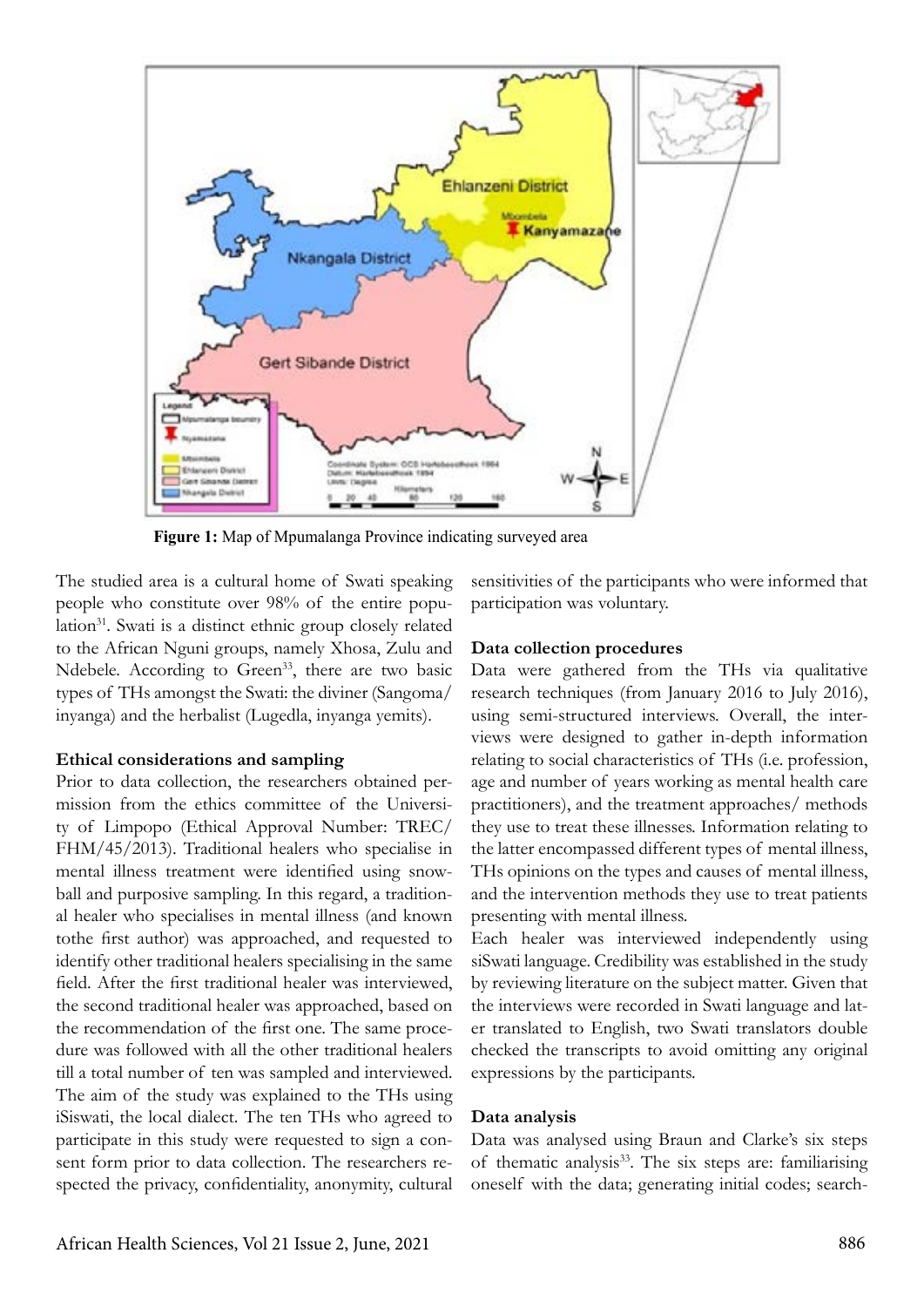Figure 1: Map of Mpumalanga Province indicating surveyed area

The studied area is a cultural home of Swati speaking people who constitute over 98% of the entire population[31]. Swati is a distinct ethnic group closely related to the African Nguni groups, namely Xhosa, Zulu and Ndebele. According to Green[33], there are two basic types of THs amongst the Swati: the diviner (Sangoma/ inyanga) and the herbalist (Lugedla, inyanga yemits).

### Ethical considerations and sampling

Prior to data collection, the researchers obtained permission from the ethics committee of the University of Limpopo (Ethical Approval Number: TREC/ FHM/45/2013). Traditional healers who specialise in mental illness treatment were identified using snowball and purposive sampling. In this regard, a traditional healer who specialises in mental illness (and known tothe first author) was approached, and requested to identify other traditional healers specialising in the same field. After the first traditional healer was interviewed, the second traditional healer was approached, based on the recommendation of the first one. The same procedure was followed with all the other traditional healers till a total number of ten was sampled and interviewed. The aim of the study was explained to the THs using iSiswati, the local dialect. The ten THs who agreed to participate in this study were requested to sign a consent form prior to data collection. The researchers respected the privacy, confidentiality, anonymity, cultural sensitivities of the participants who were informed that participation was voluntary.

### Data collection procedures

Data were gathered from the THs via qualitative research techniques (from January 2016 to July 2016), using semi-structured interviews. Overall, the interviews were designed to gather in-depth information relating to social characteristics of THs (i.e. profession, age and number of years working as mental health care practitioners), and the treatment approaches/ methods they use to treat these illnesses. Information relating to the latter encompassed different types of mental illness, THs opinions on the types and causes of mental illness, and the intervention methods they use to treat patients presenting with mental illness.

Each healer was interviewed independently using siSwati language. Credibility was established in the study by reviewing literature on the subject matter. Given that the interviews were recorded in Swati language and later translated to English, two Swati translators double checked the transcripts to avoid omitting any original expressions by the participants.

### Data analysis

Data was analysed using Braun and Clarke's six steps of thematic analysis[33]. The six steps are: familiarising oneself with the data; generating initial codes; search-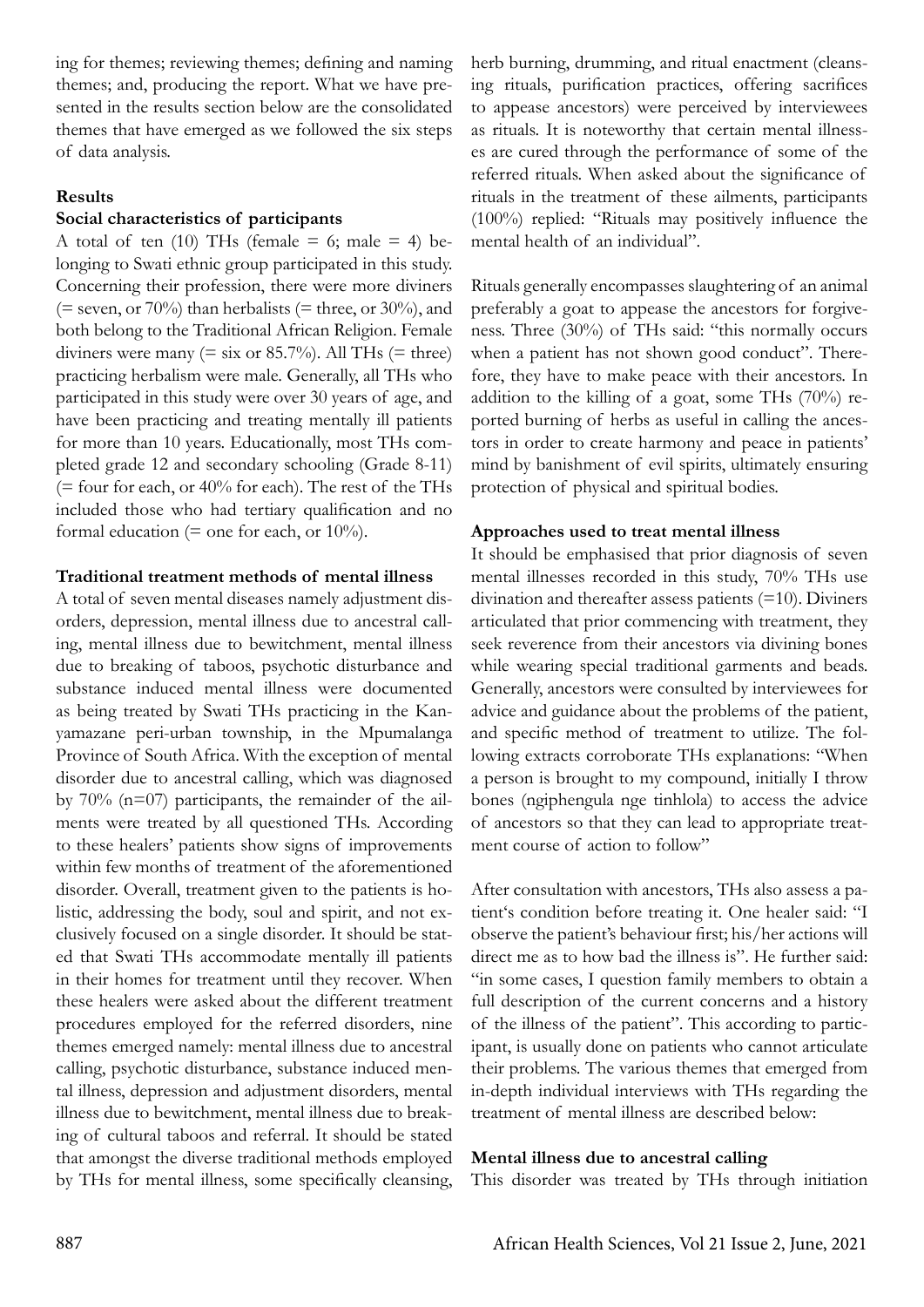ing for themes; reviewing themes; defining and naming themes; and, producing the report. What we have presented in the results section below are the consolidated themes that have emerged as we followed the six steps of data analysis.

## Results

### Social characteristics of participants

A total of ten (10) THs (female = 6; male = 4) belonging to Swati ethnic group participated in this study. Concerning their profession, there were more diviners (= seven, or 70%) than herbalists (= three, or 30%), and both belong to the Traditional African Religion. Female diviners were many (= six or 85.7%). All THs (= three) practicing herbalism were male. Generally, all THs who participated in this study were over 30 years of age, and have been practicing and treating mentally ill patients for more than 10 years. Educationally, most THs completed grade 12 and secondary schooling (Grade 8-11) (= four for each, or 40% for each). The rest of the THs included those who had tertiary qualification and no formal education (= one for each, or 10%).

### Traditional treatment methods of mental illness

A total of seven mental diseases namely adjustment disorders, depression, mental illness due to ancestral calling, mental illness due to bewitchment, mental illness due to breaking of taboos, psychotic disturbance and substance induced mental illness were documented as being treated by Swati THs practicing in the Kanyamazane peri-urban township, in the Mpumalanga Province of South Africa. With the exception of mental disorder due to ancestral calling, which was diagnosed by 70% (n=07) participants, the remainder of the ailments were treated by all questioned THs. According to these healers' patients show signs of improvements within few months of treatment of the aforementioned disorder. Overall, treatment given to the patients is holistic, addressing the body, soul and spirit, and not exclusively focused on a single disorder. It should be stated that Swati THs accommodate mentally ill patients in their homes for treatment until they recover. When these healers were asked about the different treatment procedures employed for the referred disorders, nine themes emerged namely: mental illness due to ancestral calling, psychotic disturbance, substance induced mental illness, depression and adjustment disorders, mental illness due to bewitchment, mental illness due to breaking of cultural taboos and referral. It should be stated that amongst the diverse traditional methods employed by THs for mental illness, some specifically cleansing, herb burning, drumming, and ritual enactment (cleansing rituals, purification practices, offering sacrifices to appease ancestors) were perceived by interviewees as rituals. It is noteworthy that certain mental illnesses are cured through the performance of some of the referred rituals. When asked about the significance of rituals in the treatment of these ailments, participants (100%) replied: "Rituals may positively influence the mental health of an individual".

Rituals generally encompasses slaughtering of an animal preferably a goat to appease the ancestors for forgiveness. Three (30%) of THs said: "this normally occurs when a patient has not shown good conduct". Therefore, they have to make peace with their ancestors. In addition to the killing of a goat, some THs (70%) reported burning of herbs as useful in calling the ancestors in order to create harmony and peace in patients' mind by banishment of evil spirits, ultimately ensuring protection of physical and spiritual bodies.

### Approaches used to treat mental illness

It should be emphasised that prior diagnosis of seven mental illnesses recorded in this study, 70% THs use divination and thereafter assess patients (=10). Diviners articulated that prior commencing with treatment, they seek reverence from their ancestors via divining bones while wearing special traditional garments and beads. Generally, ancestors were consulted by interviewees for advice and guidance about the problems of the patient, and specific method of treatment to utilize. The following extracts corroborate THs explanations: "When a person is brought to my compound, initially I throw bones (ngiphengula nge tinhlola) to access the advice of ancestors so that they can lead to appropriate treatment course of action to follow"

After consultation with ancestors, THs also assess a patient's condition before treating it. One healer said: "I observe the patient's behaviour first; his/her actions will direct me as to how bad the illness is". He further said: "in some cases, I question family members to obtain a full description of the current concerns and a history of the illness of the patient". This according to participant, is usually done on patients who cannot articulate their problems. The various themes that emerged from in-depth individual interviews with THs regarding the treatment of mental illness are described below:

### Mental illness due to ancestral calling

This disorder was treated by THs through initiation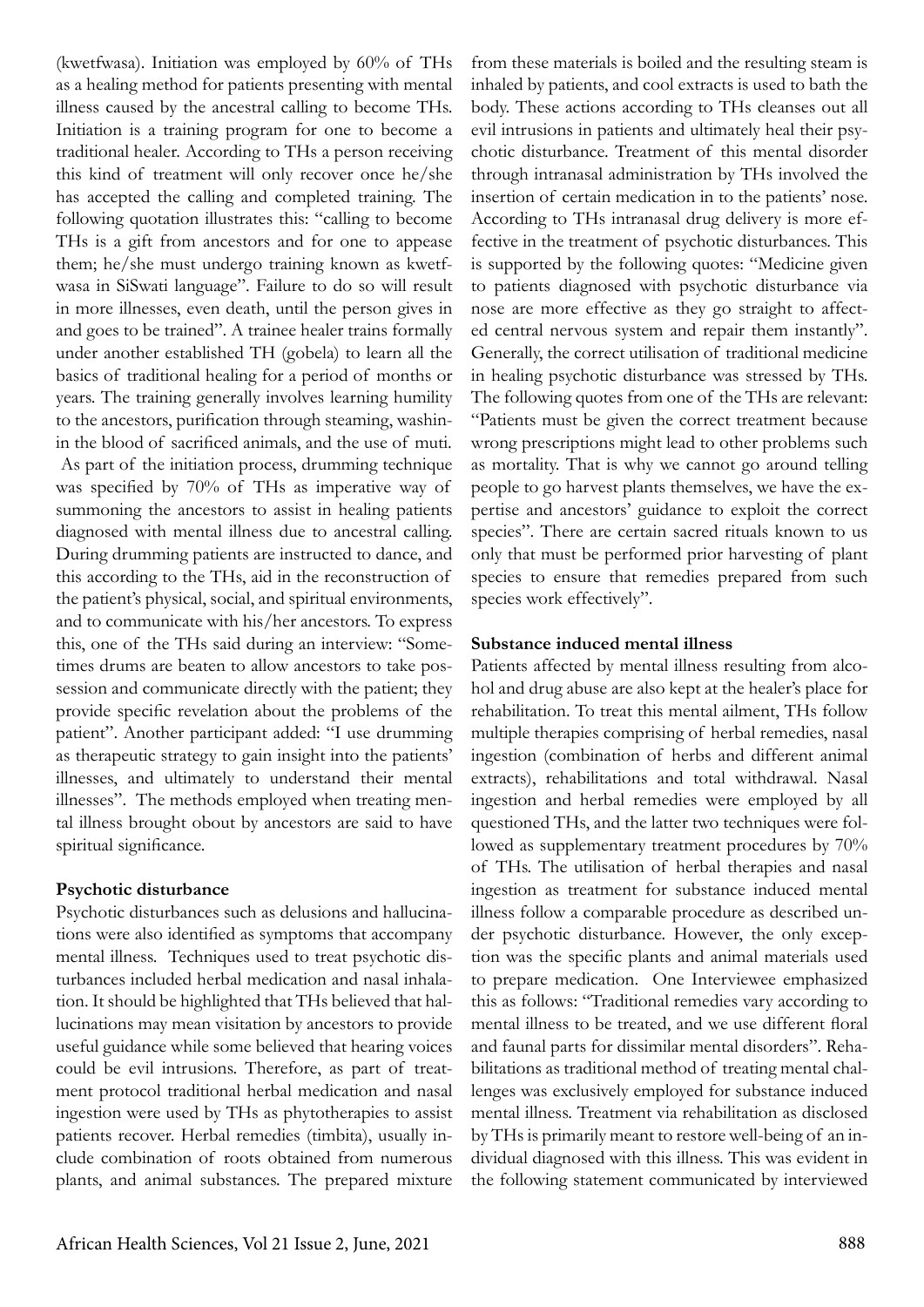(kwetfwasa). Initiation was employed by 60% of THs as a healing method for patients presenting with mental illness caused by the ancestral calling to become THs. Initiation is a training program for one to become a traditional healer. According to THs a person receiving this kind of treatment will only recover once he/she has accepted the calling and completed training. The following quotation illustrates this: "calling to become THs is a gift from ancestors and for one to appease them; he/she must undergo training known as kwetfwasa in SiSwati language". Failure to do so will result in more illnesses, even death, until the person gives in and goes to be trained". A trainee healer trains formally under another established TH (gobela) to learn all the basics of traditional healing for a period of months or years. The training generally involves learning humility to the ancestors, purification through steaming, washin-in the blood of sacrificed animals, and the use of muti.

As part of the initiation process, drumming technique was specified by 70% of THs as imperative way of summoning the ancestors to assist in healing patients diagnosed with mental illness due to ancestral calling. During drumming patients are instructed to dance, and this according to the THs, aid in the reconstruction of the patient's physical, social, and spiritual environments, and to communicate with his/her ancestors. To express this, one of the THs said during an interview: "Sometimes drums are beaten to allow ancestors to take possession and communicate directly with the patient; they provide specific revelation about the problems of the patient". Another participant added: "I use drumming as therapeutic strategy to gain insight into the patients' illnesses, and ultimately to understand their mental illnesses". The methods employed when treating mental illness brought obout by ancestors are said to have spiritual significance.

**Psychotic disturbance**

Psychotic disturbances such as delusions and hallucinations were also identified as symptoms that accompany mental illness. Techniques used to treat psychotic disturbances included herbal medication and nasal inhalation. It should be highlighted that THs believed that hallucinations may mean visitation by ancestors to provide useful guidance while some believed that hearing voices could be evil intrusions. Therefore, as part of treatment protocol traditional herbal medication and nasal ingestion were used by THs as phytotherapies to assist patients recover. Herbal remedies (timbita), usually include combination of roots obtained from numerous plants, and animal substances. The prepared mixture from these materials is boiled and the resulting steam is inhaled by patients, and cool extracts is used to bath the body. These actions according to THs cleanses out all evil intrusions in patients and ultimately heal their psychotic disturbance. Treatment of this mental disorder through intranasal administration by THs involved the insertion of certain medication in to the patients' nose. According to THs intranasal drug delivery is more effective in the treatment of psychotic disturbances. This is supported by the following quotes: "Medicine given to patients diagnosed with psychotic disturbance via nose are more effective as they go straight to affected central nervous system and repair them instantly". Generally, the correct utilisation of traditional medicine in healing psychotic disturbance was stressed by THs. The following quotes from one of the THs are relevant: "Patients must be given the correct treatment because wrong prescriptions might lead to other problems such as mortality. That is why we cannot go around telling people to go harvest plants themselves, we have the expertise and ancestors' guidance to exploit the correct species". There are certain sacred rituals known to us only that must be performed prior harvesting of plant species to ensure that remedies prepared from such species work effectively".

**Substance induced mental illness**

Patients affected by mental illness resulting from alcohol and drug abuse are also kept at the healer's place for rehabilitation. To treat this mental ailment, THs follow multiple therapies comprising of herbal remedies, nasal ingestion (combination of herbs and different animal extracts), rehabilitations and total withdrawal. Nasal ingestion and herbal remedies were employed by all questioned THs, and the latter two techniques were followed as supplementary treatment procedures by 70% of THs. The utilisation of herbal therapies and nasal ingestion as treatment for substance induced mental illness follow a comparable procedure as described under psychotic disturbance. However, the only exception was the specific plants and animal materials used to prepare medication. One Interviewee emphasized this as follows: "Traditional remedies vary according to mental illness to be treated, and we use different floral and faunal parts for dissimilar mental disorders". Rehabilitations as traditional method of treating mental challenges was exclusively employed for substance induced mental illness. Treatment via rehabilitation as disclosed by THs is primarily meant to restore well-being of an individual diagnosed with this illness. This was evident in the following statement communicated by interviewed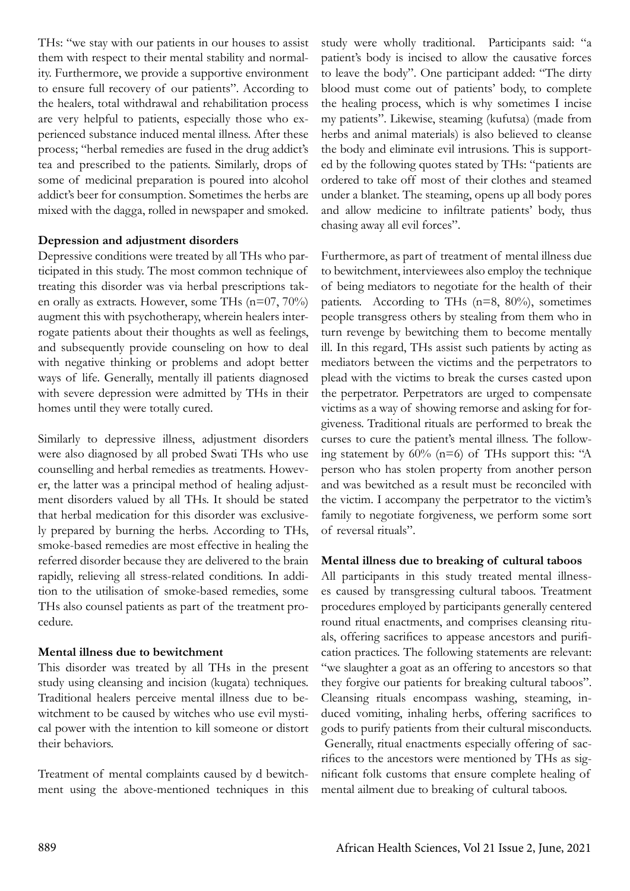THs: "we stay with our patients in our houses to assist them with respect to their mental stability and normality. Furthermore, we provide a supportive environment to ensure full recovery of our patients". According to the healers, total withdrawal and rehabilitation process are very helpful to patients, especially those who experienced substance induced mental illness. After these process; "herbal remedies are fused in the drug addict's tea and prescribed to the patients. Similarly, drops of some of medicinal preparation is poured into alcohol addict's beer for consumption. Sometimes the herbs are mixed with the dagga, rolled in newspaper and smoked.

**Depression and adjustment disorders**

Depressive conditions were treated by all THs who participated in this study. The most common technique of treating this disorder was via herbal prescriptions taken orally as extracts. However, some THs (n=07, 70%) augment this with psychotherapy, wherein healers interrogate patients about their thoughts as well as feelings, and subsequently provide counseling on how to deal with negative thinking or problems and adopt better ways of life. Generally, mentally ill patients diagnosed with severe depression were admitted by THs in their homes until they were totally cured.

Similarly to depressive illness, adjustment disorders were also diagnosed by all probed Swati THs who use counselling and herbal remedies as treatments. However, the latter was a principal method of healing adjustment disorders valued by all THs. It should be stated that herbal medication for this disorder was exclusively prepared by burning the herbs. According to THs, smoke-based remedies are most effective in healing the referred disorder because they are delivered to the brain rapidly, relieving all stress-related conditions. In addition to the utilisation of smoke-based remedies, some THs also counsel patients as part of the treatment procedure.

**Mental illness due to bewitchment**

This disorder was treated by all THs in the present study using cleansing and incision (kugata) techniques. Traditional healers perceive mental illness due to bewitchment to be caused by witches who use evil mystical power with the intention to kill someone or distort their behaviors.

Treatment of mental complaints caused by d bewitchment using the above-mentioned techniques in this study were wholly traditional. Participants said: "a patient's body is incised to allow the causative forces to leave the body". One participant added: "The dirty blood must come out of patients' body, to complete the healing process, which is why sometimes I incise my patients". Likewise, steaming (kufutsa) (made from herbs and animal materials) is also believed to cleanse the body and eliminate evil intrusions. This is supported by the following quotes stated by THs: "patients are ordered to take off most of their clothes and steamed under a blanket. The steaming, opens up all body pores and allow medicine to infiltrate patients' body, thus chasing away all evil forces".

Furthermore, as part of treatment of mental illness due to bewitchment, interviewees also employ the technique of being mediators to negotiate for the health of their patients. According to THs (n=8, 80%), sometimes people transgress others by stealing from them who in turn revenge by bewitching them to become mentally ill. In this regard, THs assist such patients by acting as mediators between the victims and the perpetrators to plead with the victims to break the curses casted upon the perpetrator. Perpetrators are urged to compensate victims as a way of showing remorse and asking for forgiveness. Traditional rituals are performed to break the curses to cure the patient's mental illness. The following statement by 60% (n=6) of THs support this: "A person who has stolen property from another person and was bewitched as a result must be reconciled with the victim. I accompany the perpetrator to the victim's family to negotiate forgiveness, we perform some sort of reversal rituals".

**Mental illness due to breaking of cultural taboos**

All participants in this study treated mental illnesses caused by transgressing cultural taboos. Treatment procedures employed by participants generally centered round ritual enactments, and comprises cleansing rituals, offering sacrifices to appease ancestors and purification practices. The following statements are relevant: "we slaughter a goat as an offering to ancestors so that they forgive our patients for breaking cultural taboos". Cleansing rituals encompass washing, steaming, induced vomiting, inhaling herbs, offering sacrifices to gods to purify patients from their cultural misconducts. Generally, ritual enactments especially offering of sacrifices to the ancestors were mentioned by THs as significant folk customs that ensure complete healing of mental ailment due to breaking of cultural taboos.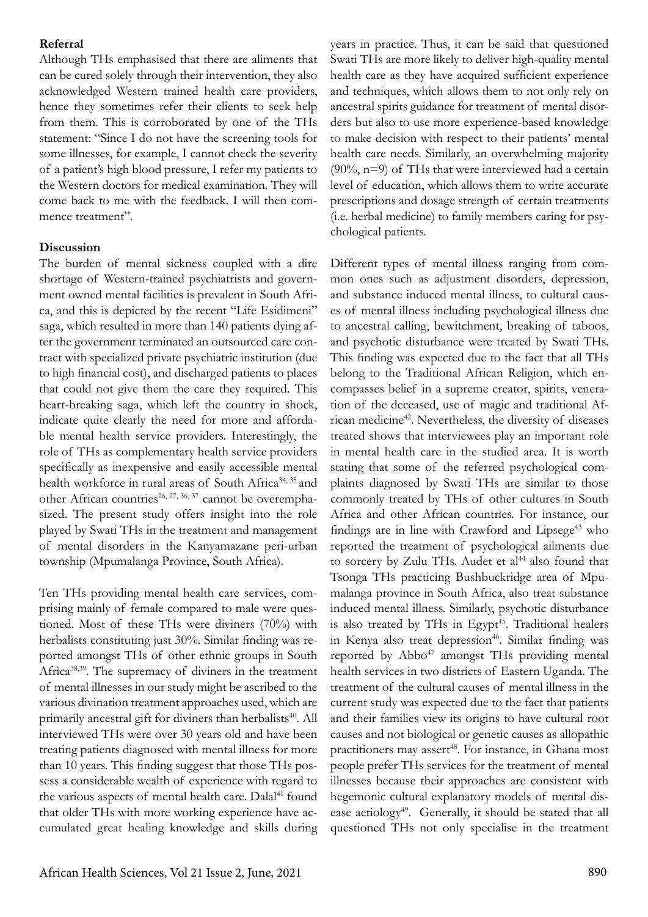**Referral**

Although THs emphasised that there are aliments that can be cured solely through their intervention, they also acknowledged Western trained health care providers, hence they sometimes refer their clients to seek help from them. This is corroborated by one of the THs statement: "Since I do not have the screening tools for some illnesses, for example, I cannot check the severity of a patient's high blood pressure, I refer my patients to the Western doctors for medical examination. They will come back to me with the feedback. I will then commence treatment".

**Discussion**

The burden of mental sickness coupled with a dire shortage of Western-trained psychiatrists and government owned mental facilities is prevalent in South Africa, and this is depicted by the recent "Life Esidimeni" saga, which resulted in more than 140 patients dying after the government terminated an outsourced care contract with specialized private psychiatric institution (due to high financial cost), and discharged patients to places that could not give them the care they required. This heart-breaking saga, which left the country in shock, indicate quite clearly the need for more and affordable mental health service providers. Interestingly, the role of THs as complementary health service providers specifically as inexpensive and easily accessible mental health workforce in rural areas of South Africa[34, 35] and other African countries[26, 27, 36, 37] cannot be overemphasized. The present study offers insight into the role played by Swati THs in the treatment and management of mental disorders in the Kanyamazane peri-urban township (Mpumalanga Province, South Africa).

Ten THs providing mental health care services, comprising mainly of female compared to male were questioned. Most of these THs were diviners (70%) with herbalists constituting just 30%. Similar finding was reported amongst THs of other ethnic groups in South Africa[38,39]. The supremacy of diviners in the treatment of mental illnesses in our study might be ascribed to the various divination treatment approaches used, which are primarily ancestral gift for diviners than herbalists[40]. All interviewed THs were over 30 years old and have been treating patients diagnosed with mental illness for more than 10 years. This finding suggest that those THs possess a considerable wealth of experience with regard to the various aspects of mental health care. Dalal[41] found that older THs with more working experience have accumulated great healing knowledge and skills during years in practice. Thus, it can be said that questioned Swati THs are more likely to deliver high-quality mental health care as they have acquired sufficient experience and techniques, which allows them to not only rely on ancestral spirits guidance for treatment of mental disorders but also to use more experience-based knowledge to make decision with respect to their patients' mental health care needs. Similarly, an overwhelming majority (90%, n=9) of THs that were interviewed had a certain level of education, which allows them to write accurate prescriptions and dosage strength of certain treatments (i.e. herbal medicine) to family members caring for psychological patients.

Different types of mental illness ranging from common ones such as adjustment disorders, depression, and substance induced mental illness, to cultural causes of mental illness including psychological illness due to ancestral calling, bewitchment, breaking of taboos, and psychotic disturbance were treated by Swati THs. This finding was expected due to the fact that all THs belong to the Traditional African Religion, which encompasses belief in a supreme creator, spirits, veneration of the deceased, use of magic and traditional African medicine[42]. Nevertheless, the diversity of diseases treated shows that interviewees play an important role in mental health care in the studied area. It is worth stating that some of the referred psychological complaints diagnosed by Swati THs are similar to those commonly treated by THs of other cultures in South Africa and other African countries. For instance, our findings are in line with Crawford and Lipsege[43] who reported the treatment of psychological ailments due to sorcery by Zulu THs. Audet et al[44] also found that Tsonga THs practicing Bushbuckridge area of Mpumalanga province in South Africa, also treat substance induced mental illness. Similarly, psychotic disturbance is also treated by THs in Egypt[45]. Traditional healers in Kenya also treat depression[46]. Similar finding was reported by Abbo[47] amongst THs providing mental health services in two districts of Eastern Uganda. The treatment of the cultural causes of mental illness in the current study was expected due to the fact that patients and their families view its origins to have cultural root causes and not biological or genetic causes as allopathic practitioners may assert[48]. For instance, in Ghana most people prefer THs services for the treatment of mental illnesses because their approaches are consistent with hegemonic cultural explanatory models of mental disease aetiology[49]. Generally, it should be stated that all questioned THs not only specialise in the treatment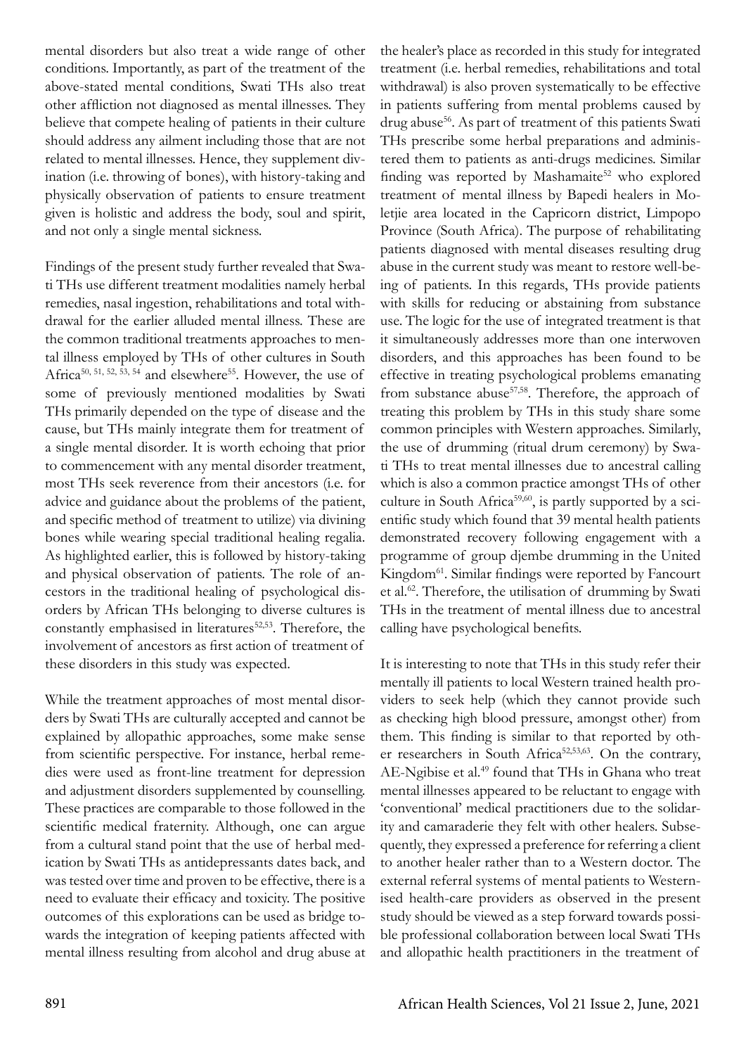mental disorders but also treat a wide range of other conditions. Importantly, as part of the treatment of the above-stated mental conditions, Swati THs also treat other affliction not diagnosed as mental illnesses. They believe that compete healing of patients in their culture should address any ailment including those that are not related to mental illnesses. Hence, they supplement divination (i.e. throwing of bones), with history-taking and physically observation of patients to ensure treatment given is holistic and address the body, soul and spirit, and not only a single mental sickness.

Findings of the present study further revealed that Swati THs use different treatment modalities namely herbal remedies, nasal ingestion, rehabilitations and total withdrawal for the earlier alluded mental illness. These are the common traditional treatments approaches to mental illness employed by THs of other cultures in South Africa[50, 51, 52, 53, 54] and elsewhere[55]. However, the use of some of previously mentioned modalities by Swati THs primarily depended on the type of disease and the cause, but THs mainly integrate them for treatment of a single mental disorder. It is worth echoing that prior to commencement with any mental disorder treatment, most THs seek reverence from their ancestors (i.e. for advice and guidance about the problems of the patient, and specific method of treatment to utilize) via divining bones while wearing special traditional healing regalia. As highlighted earlier, this is followed by history-taking and physical observation of patients. The role of ancestors in the traditional healing of psychological disorders by African THs belonging to diverse cultures is constantly emphasised in literatures[52,53]. Therefore, the involvement of ancestors as first action of treatment of these disorders in this study was expected.

While the treatment approaches of most mental disorders by Swati THs are culturally accepted and cannot be explained by allopathic approaches, some make sense from scientific perspective. For instance, herbal remedies were used as front-line treatment for depression and adjustment disorders supplemented by counselling. These practices are comparable to those followed in the scientific medical fraternity. Although, one can argue from a cultural stand point that the use of herbal medication by Swati THs as antidepressants dates back, and was tested over time and proven to be effective, there is a need to evaluate their efficacy and toxicity. The positive outcomes of this explorations can be used as bridge towards the integration of keeping patients affected with mental illness resulting from alcohol and drug abuse at the healer's place as recorded in this study for integrated treatment (i.e. herbal remedies, rehabilitations and total withdrawal) is also proven systematically to be effective in patients suffering from mental problems caused by drug abuse[56]. As part of treatment of this patients Swati THs prescribe some herbal preparations and administered them to patients as anti-drugs medicines. Similar finding was reported by Mashamaite[52] who explored treatment of mental illness by Bapedi healers in Moletjie area located in the Capricorn district, Limpopo Province (South Africa). The purpose of rehabilitating patients diagnosed with mental diseases resulting drug abuse in the current study was meant to restore well-being of patients. In this regards, THs provide patients with skills for reducing or abstaining from substance use. The logic for the use of integrated treatment is that it simultaneously addresses more than one interwoven disorders, and this approaches has been found to be effective in treating psychological problems emanating from substance abuse[57,58]. Therefore, the approach of treating this problem by THs in this study share some common principles with Western approaches. Similarly, the use of drumming (ritual drum ceremony) by Swati THs to treat mental illnesses due to ancestral calling which is also a common practice amongst THs of other culture in South Africa[59,60], is partly supported by a scientific study which found that 39 mental health patients demonstrated recovery following engagement with a programme of group djembe drumming in the United Kingdom[61]. Similar findings were reported by Fancourt et al.[62]. Therefore, the utilisation of drumming by Swati THs in the treatment of mental illness due to ancestral calling have psychological benefits.

It is interesting to note that THs in this study refer their mentally ill patients to local Western trained health providers to seek help (which they cannot provide such as checking high blood pressure, amongst other) from them. This finding is similar to that reported by other researchers in South Africa[52,53,63]. On the contrary, AE-Ngibise et al.[49] found that THs in Ghana who treat mental illnesses appeared to be reluctant to engage with 'conventional' medical practitioners due to the solidarity and camaraderie they felt with other healers. Subsequently, they expressed a preference for referring a client to another healer rather than to a Western doctor. The external referral systems of mental patients to Westernised health-care providers as observed in the present study should be viewed as a step forward towards possible professional collaboration between local Swati THs and allopathic health practitioners in the treatment of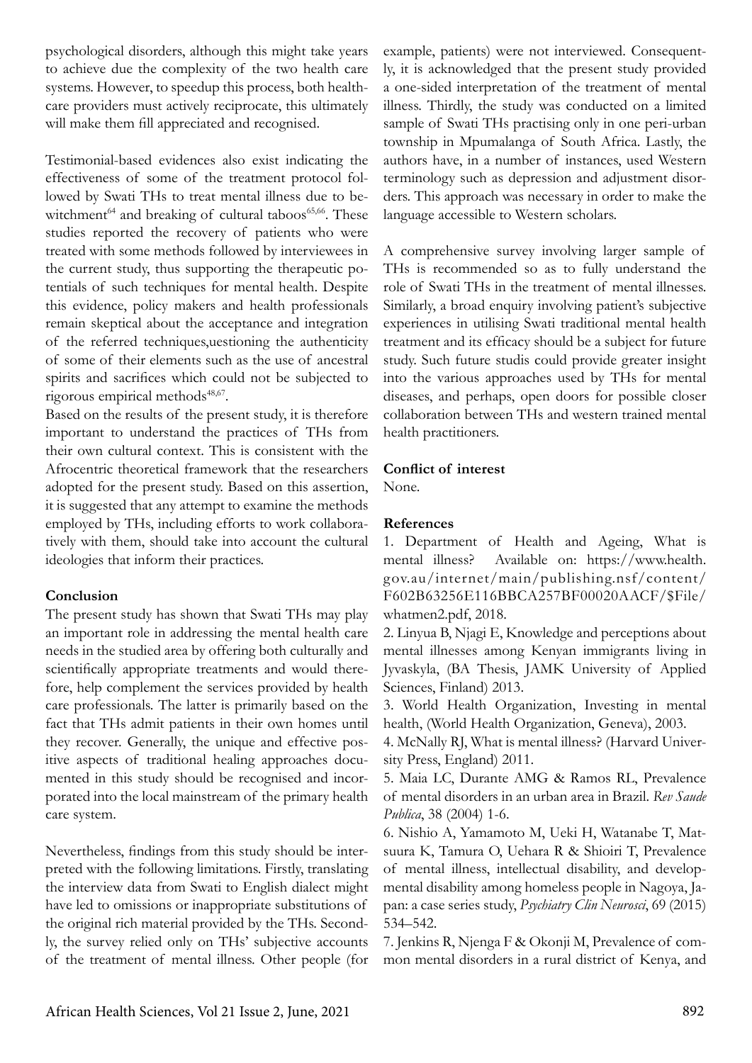psychological disorders, although this might take years to achieve due the complexity of the two health care systems. However, to speedup this process, both healthcare providers must actively reciprocate, this ultimately will make them fill appreciated and recognised.

Testimonial-based evidences also exist indicating the effectiveness of some of the treatment protocol followed by Swati THs to treat mental illness due to bewitchment[64] and breaking of cultural taboos[65,66]. These studies reported the recovery of patients who were treated with some methods followed by interviewees in the current study, thus supporting the therapeutic potentials of such techniques for mental health. Despite this evidence, policy makers and health professionals remain skeptical about the acceptance and integration of the referred techniques,uestioning the authenticity of some of their elements such as the use of ancestral spirits and sacrifices which could not be subjected to rigorous empirical methods[48,67].

Based on the results of the present study, it is therefore important to understand the practices of THs from their own cultural context. This is consistent with the Afrocentric theoretical framework that the researchers adopted for the present study. Based on this assertion, it is suggested that any attempt to examine the methods employed by THs, including efforts to work collaboratively with them, should take into account the cultural ideologies that inform their practices.

## Conclusion

The present study has shown that Swati THs may play an important role in addressing the mental health care needs in the studied area by offering both culturally and scientifically appropriate treatments and would therefore, help complement the services provided by health care professionals. The latter is primarily based on the fact that THs admit patients in their own homes until they recover. Generally, the unique and effective positive aspects of traditional healing approaches documented in this study should be recognised and incorporated into the local mainstream of the primary health care system.

Nevertheless, findings from this study should be interpreted with the following limitations. Firstly, translating the interview data from Swati to English dialect might have led to omissions or inappropriate substitutions of the original rich material provided by the THs. Secondly, the survey relied only on THs' subjective accounts of the treatment of mental illness. Other people (for example, patients) were not interviewed. Consequently, it is acknowledged that the present study provided a one-sided interpretation of the treatment of mental illness. Thirdly, the study was conducted on a limited sample of Swati THs practising only in one peri-urban township in Mpumalanga of South Africa. Lastly, the authors have, in a number of instances, used Western terminology such as depression and adjustment disorders. This approach was necessary in order to make the language accessible to Western scholars.

A comprehensive survey involving larger sample of THs is recommended so as to fully understand the role of Swati THs in the treatment of mental illnesses. Similarly, a broad enquiry involving patient's subjective experiences in utilising Swati traditional mental health treatment and its efficacy should be a subject for future study. Such future studis could provide greater insight into the various approaches used by THs for mental diseases, and perhaps, open doors for possible closer collaboration between THs and western trained mental health practitioners.

## Conflict of interest

None.

## References

1. Department of Health and Ageing, What is mental illness? Available on: https://www.health.gov.au/internet/main/publishing.nsf/content/F602B63256E116BBCA257BF00020AACF/$File/whatmen2.pdf, 2018.
2. Linyua B, Njagi E, Knowledge and perceptions about mental illnesses among Kenyan immigrants living in Jyvaskyla, (BA Thesis, JAMK University of Applied Sciences, Finland) 2013.
3. World Health Organization, Investing in mental health, (World Health Organization, Geneva), 2003.
4. McNally RJ, What is mental illness? (Harvard University Press, England) 2011.
5. Maia LC, Durante AMG & Ramos RL, Prevalence of mental disorders in an urban area in Brazil. *Rev Saude Publica*, 38 (2004) 1-6.
6. Nishio A, Yamamoto M, Ueki H, Watanabe T, Matsuura K, Tamura O, Uehara R & Shioiri T, Prevalence of mental illness, intellectual disability, and developmental disability among homeless people in Nagoya, Japan: a case series study, *Psychiatry Clin Neurosci*, 69 (2015) 534–542.
7. Jenkins R, Njenga F & Okonji M, Prevalence of common mental disorders in a rural district of Kenya, and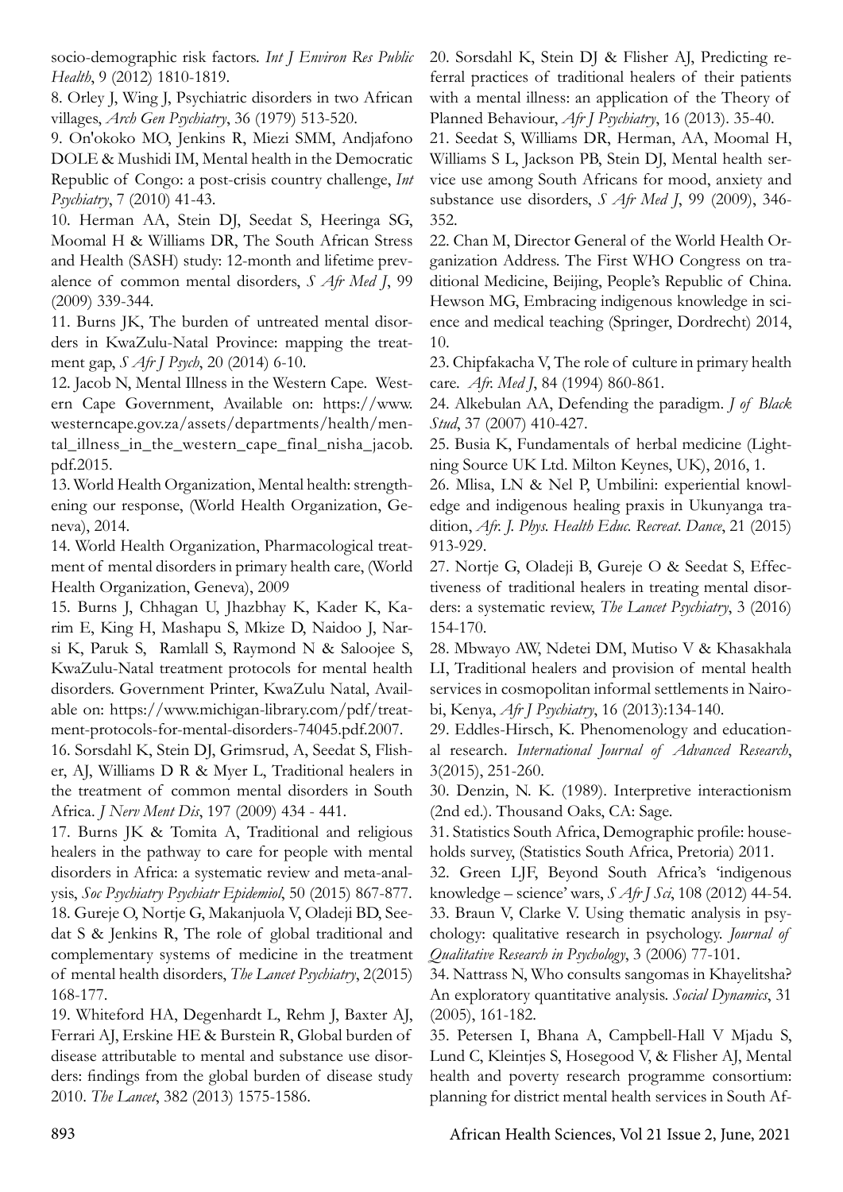socio-demographic risk factors. *Int J Environ Res Public Health*, 9 (2012) 1810-1819.

8. Orley J, Wing J, Psychiatric disorders in two African villages, *Arch Gen Psychiatry*, 36 (1979) 513-520.

9. On'okoko MO, Jenkins R, Miezi SMM, Andjafono DOLE & Mushidi IM, Mental health in the Democratic Republic of Congo: a post-crisis country challenge, *Int Psychiatry*, 7 (2010) 41-43.

10. Herman AA, Stein DJ, Seedat S, Heeringa SG, Moomal H & Williams DR, The South African Stress and Health (SASH) study: 12-month and lifetime prevalence of common mental disorders, *S Afr Med J*, 99 (2009) 339-344.

11. Burns JK, The burden of untreated mental disorders in KwaZulu-Natal Province: mapping the treatment gap, *S Afr J Psych*, 20 (2014) 6-10.

12. Jacob N, Mental Illness in the Western Cape. Western Cape Government, Available on: https://www.westerncape.gov.za/assets/departments/health/mental_illness_in_the_western_cape_final_nisha_jacob.pdf.2015.

13. World Health Organization, Mental health: strengthening our response, (World Health Organization, Geneva), 2014.

14. World Health Organization, Pharmacological treatment of mental disorders in primary health care, (World Health Organization, Geneva), 2009

15. Burns J, Chhagan U, Jhazbhay K, Kader K, Karim E, King H, Mashapu S, Mkize D, Naidoo J, Narsi K, Paruk S, Ramlall S, Raymond N & Saloojee S, KwaZulu-Natal treatment protocols for mental health disorders. Government Printer, KwaZulu Natal, Available on: https://www.michigan-library.com/pdf/treatment-protocols-for-mental-disorders-74045.pdf.2007.

16. Sorsdahl K, Stein DJ, Grimsrud, A, Seedat S, Flisher, AJ, Williams D R & Myer L, Traditional healers in the treatment of common mental disorders in South Africa. *J Nerv Ment Dis*, 197 (2009) 434 - 441.

17. Burns JK & Tomita A, Traditional and religious healers in the pathway to care for people with mental disorders in Africa: a systematic review and meta-analysis, *Soc Psychiatry Psychiatr Epidemiol*, 50 (2015) 867-877.

18. Gureje O, Nortje G, Makanjuola V, Oladeji BD, Seedat S & Jenkins R, The role of global traditional and complementary systems of medicine in the treatment of mental health disorders, *The Lancet Psychiatry*, 2(2015) 168-177.

19. Whiteford HA, Degenhardt L, Rehm J, Baxter AJ, Ferrari AJ, Erskine HE & Burstein R, Global burden of disease attributable to mental and substance use disorders: findings from the global burden of disease study 2010. *The Lancet*, 382 (2013) 1575-1586.

20. Sorsdahl K, Stein DJ & Flisher AJ, Predicting referral practices of traditional healers of their patients with a mental illness: an application of the Theory of Planned Behaviour, *Afr J Psychiatry*, 16 (2013). 35-40.

21. Seedat S, Williams DR, Herman, AA, Moomal H, Williams S L, Jackson PB, Stein DJ, Mental health service use among South Africans for mood, anxiety and substance use disorders, *S Afr Med J*, 99 (2009), 346-352.

22. Chan M, Director General of the World Health Organization Address. The First WHO Congress on traditional Medicine, Beijing, People's Republic of China. Hewson MG, Embracing indigenous knowledge in science and medical teaching (Springer, Dordrecht) 2014, 10.

23. Chipfakacha V, The role of culture in primary health care. *Afr. Med J*, 84 (1994) 860-861.

24. Alkebulan AA, Defending the paradigm. *J of Black Stud*, 37 (2007) 410-427.

25. Busia K, Fundamentals of herbal medicine (Lightning Source UK Ltd. Milton Keynes, UK), 2016, 1.

26. Mlisa, LN & Nel P, Umbilini: experiential knowledge and indigenous healing praxis in Ukunyanga tradition, *Afr. J. Phys. Health Educ. Recreat. Dance*, 21 (2015) 913-929.

27. Nortje G, Oladeji B, Gureje O & Seedat S, Effectiveness of traditional healers in treating mental disorders: a systematic review, *The Lancet Psychiatry*, 3 (2016) 154-170.

28. Mbwayo AW, Ndetei DM, Mutiso V & Khasakhala LI, Traditional healers and provision of mental health services in cosmopolitan informal settlements in Nairobi, Kenya, *Afr J Psychiatry*, 16 (2013):134-140.

29. Eddles-Hirsch, K. Phenomenology and educational research. *International Journal of Advanced Research*, 3(2015), 251-260.

30. Denzin, N. K. (1989). Interpretive interactionism (2nd ed.). Thousand Oaks, CA: Sage.

31. Statistics South Africa, Demographic profile: households survey, (Statistics South Africa, Pretoria) 2011.

32. Green LJF, Beyond South Africa's 'indigenous knowledge – science' wars, *S Afr J Sci*, 108 (2012) 44-54.

33. Braun V, Clarke V. Using thematic analysis in psychology: qualitative research in psychology. *Journal of Qualitative Research in Psychology*, 3 (2006) 77-101.

34. Nattrass N, Who consults sangomas in Khayelitsha? An exploratory quantitative analysis. *Social Dynamics*, 31 (2005), 161-182.

35. Petersen I, Bhana A, Campbell-Hall V Mjadu S, Lund C, Kleintjes S, Hosegood V, & Flisher AJ, Mental health and poverty research programme consortium: planning for district mental health services in South Af-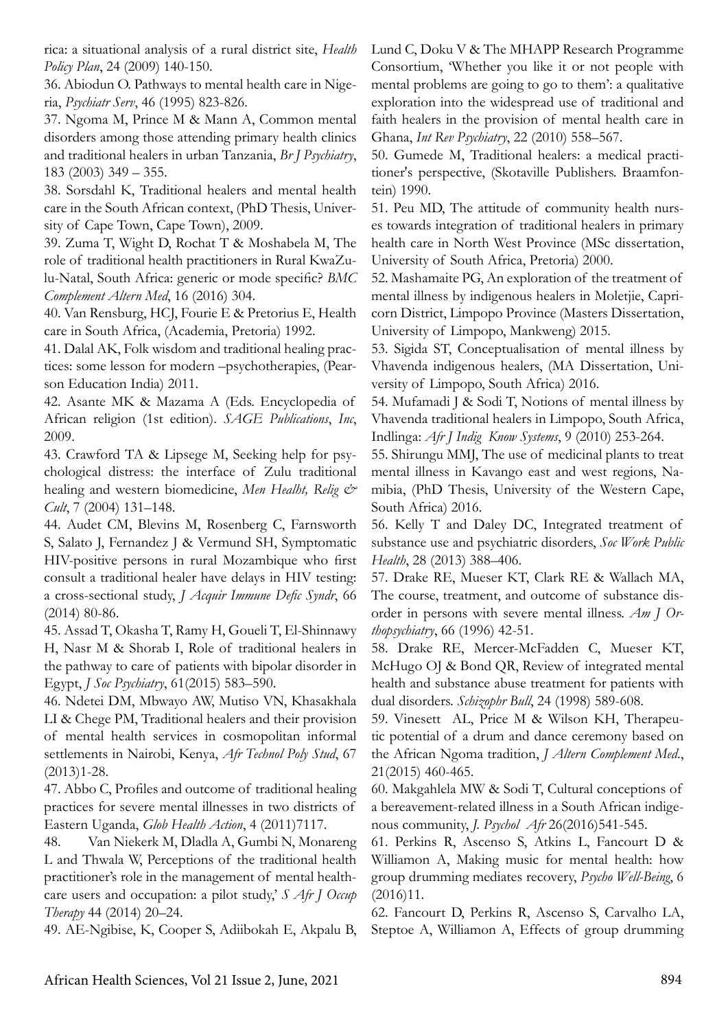rica: a situational analysis of a rural district site, *Health Policy Plan*, 24 (2009) 140-150.

36. Abiodun O. Pathways to mental health care in Nigeria, *Psychiatr Serv*, 46 (1995) 823-826.

37. Ngoma M, Prince M & Mann A, Common mental disorders among those attending primary health clinics and traditional healers in urban Tanzania, *Br J Psychiatry*, 183 (2003) 349 – 355.

38. Sorsdahl K, Traditional healers and mental health care in the South African context, (PhD Thesis, University of Cape Town, Cape Town), 2009.

39. Zuma T, Wight D, Rochat T & Moshabela M, The role of traditional health practitioners in Rural KwaZulu-Natal, South Africa: generic or mode specific? *BMC Complement Altern Med*, 16 (2016) 304.

40. Van Rensburg, HCJ, Fourie E & Pretorius E, Health care in South Africa, (Academia, Pretoria) 1992.

41. Dalal AK, Folk wisdom and traditional healing practices: some lesson for modern –psychotherapies, (Pearson Education India) 2011.

42. Asante MK & Mazama A (Eds. Encyclopedia of African religion (1st edition). *SAGE Publications*, *Inc*, 2009.

43. Crawford TA & Lipsege M, Seeking help for psychological distress: the interface of Zulu traditional healing and western biomedicine, *Men Healht, Relig & Cult*, 7 (2004) 131–148.

44. Audet CM, Blevins M, Rosenberg C, Farnsworth S, Salato J, Fernandez J & Vermund SH, Symptomatic HIV-positive persons in rural Mozambique who first consult a traditional healer have delays in HIV testing: a cross-sectional study, *J Acquir Immune Defic Syndr*, 66 (2014) 80-86.

45. Assad T, Okasha T, Ramy H, Goueli T, El-Shinnawy H, Nasr M & Shorab I, Role of traditional healers in the pathway to care of patients with bipolar disorder in Egypt, *J Soc Psychiatry*, 61(2015) 583–590.

46. Ndetei DM, Mbwayo AW, Mutiso VN, Khasakhala LI & Chege PM, Traditional healers and their provision of mental health services in cosmopolitan informal settlements in Nairobi, Kenya, *Afr Technol Poly Stud*, 67 (2013)1-28.

47. Abbo C, Profiles and outcome of traditional healing practices for severe mental illnesses in two districts of Eastern Uganda, *Glob Health Action*, 4 (2011)7117.

48. Van Niekerk M, Dladla A, Gumbi N, Monareng L and Thwala W, Perceptions of the traditional health practitioner's role in the management of mental healthcare users and occupation: a pilot study,' *S Afr J Occup Therapy* 44 (2014) 20–24.

49. AE-Ngibise, K, Cooper S, Adiibokah E, Akpalu B, Lund C, Doku V & The MHAPP Research Programme Consortium, 'Whether you like it or not people with mental problems are going to go to them': a qualitative exploration into the widespread use of traditional and faith healers in the provision of mental health care in Ghana, *Int Rev Psychiatry*, 22 (2010) 558–567.

50. Gumede M, Traditional healers: a medical practitioner's perspective, (Skotaville Publishers. Braamfontein) 1990.

51. Peu MD, The attitude of community health nurses towards integration of traditional healers in primary health care in North West Province (MSc dissertation, University of South Africa, Pretoria) 2000.

52. Mashamaite PG, An exploration of the treatment of mental illness by indigenous healers in Moletjie, Capricorn District, Limpopo Province (Masters Dissertation, University of Limpopo, Mankweng) 2015.

53. Sigida ST, Conceptualisation of mental illness by Vhavenda indigenous healers, (MA Dissertation, University of Limpopo, South Africa) 2016.

54. Mufamadi J & Sodi T, Notions of mental illness by Vhavenda traditional healers in Limpopo, South Africa, Indlinga: *Afr J Indig Know Systems*, 9 (2010) 253-264.

55. Shirungu MMJ, The use of medicinal plants to treat mental illness in Kavango east and west regions, Namibia, (PhD Thesis, University of the Western Cape, South Africa) 2016.

56. Kelly T and Daley DC, Integrated treatment of substance use and psychiatric disorders, *Soc Work Public Health*, 28 (2013) 388–406.

57. Drake RE, Mueser KT, Clark RE & Wallach MA, The course, treatment, and outcome of substance disorder in persons with severe mental illness. *Am J Orthopsychiatry*, 66 (1996) 42-51.

58. Drake RE, Mercer-McFadden C, Mueser KT, McHugo OJ & Bond QR, Review of integrated mental health and substance abuse treatment for patients with dual disorders. *Schizophr Bull*, 24 (1998) 589-608.

59. Vinesett AL, Price M & Wilson KH, Therapeutic potential of a drum and dance ceremony based on the African Ngoma tradition, *J Altern Complement Med.*, 21(2015) 460-465.

60. Makgahlela MW & Sodi T, Cultural conceptions of a bereavement-related illness in a South African indigenous community, *J. Psychol Afr* 26(2016)541-545.

61. Perkins R, Ascenso S, Atkins L, Fancourt D & Williamon A, Making music for mental health: how group drumming mediates recovery, *Psycho Well-Being*, 6 (2016)11.

62. Fancourt D, Perkins R, Ascenso S, Carvalho LA, Steptoe A, Williamon A, Effects of group drumming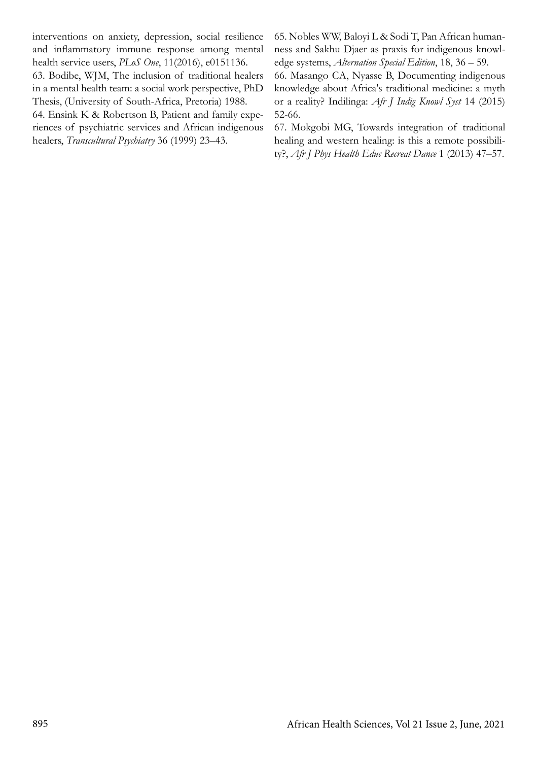interventions on anxiety, depression, social resilience and inflammatory immune response among mental health service users, *PLoS One*, 11(2016), e0151136.

63. Bodibe, WJM, The inclusion of traditional healers in a mental health team: a social work perspective, PhD Thesis, (University of South-Africa, Pretoria) 1988.

64. Ensink K & Robertson B, Patient and family experiences of psychiatric services and African indigenous healers, *Transcultural Psychiatry* 36 (1999) 23–43.

65. Nobles WW, Baloyi L & Sodi T, Pan African humanness and Sakhu Djaer as praxis for indigenous knowledge systems, *Alternation Special Edition*, 18, 36 – 59.

66. Masango CA, Nyasse B, Documenting indigenous knowledge about Africa's traditional medicine: a myth or a reality? Indilinga: *Afr J Indig Knowl Syst* 14 (2015) 52-66.

67. Mokgobi MG, Towards integration of traditional healing and western healing: is this a remote possibility?, *Afr J Phys Health Educ Recreat Dance* 1 (2013) 47–57.